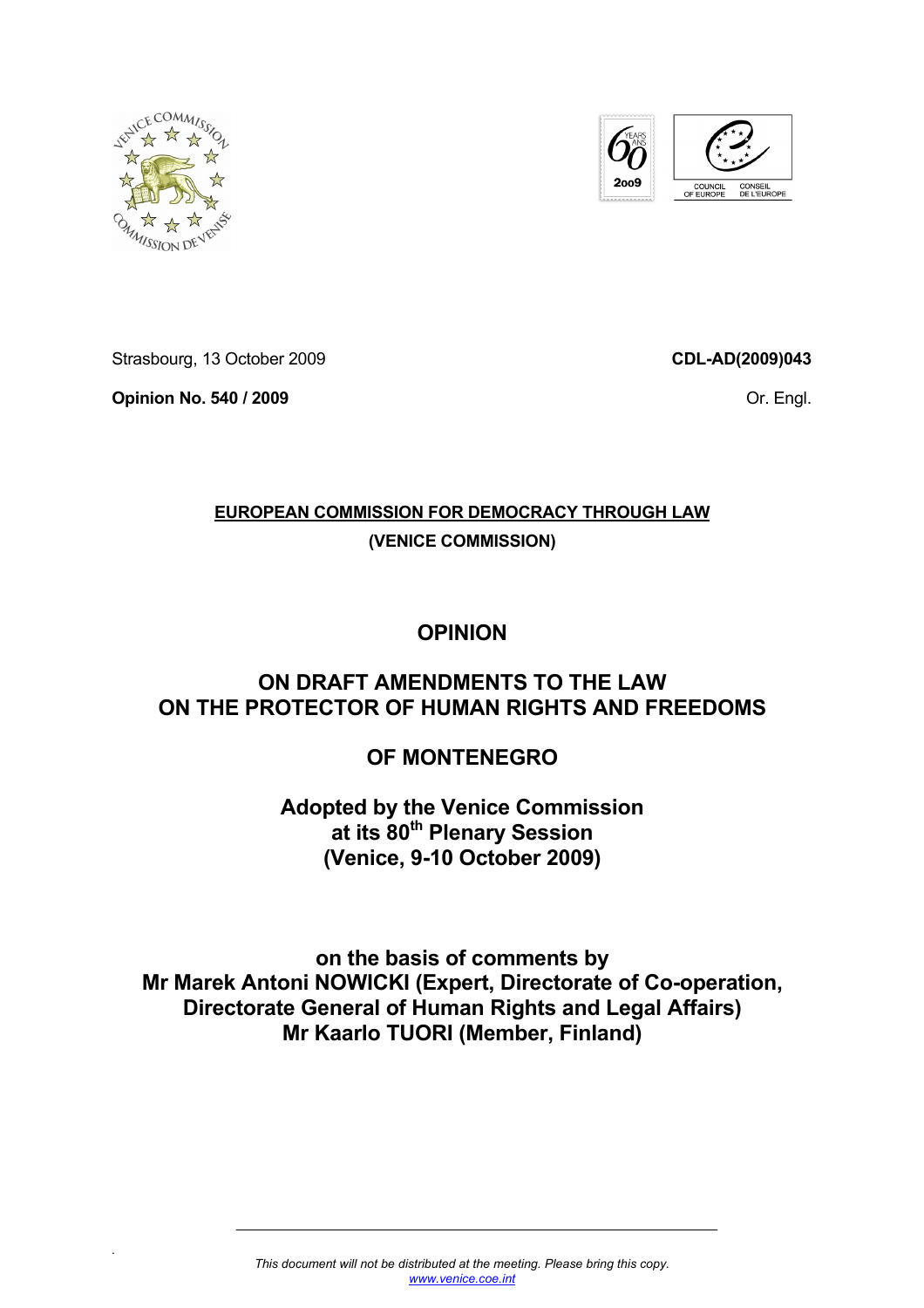Strasbourg, 13 October 2009

**Opinion No. 540 / 2009**

**CDL-AD(2009)043**

Or. Engl.

**EUROPEAN COMMISSION FOR DEMOCRACY THROUGH LAW**

**(VENICE COMMISSION)**

# OPINION

# ON DRAFT AMENDMENTS TO THE LAW ON THE PROTECTOR OF HUMAN RIGHTS AND FREEDOMS

# OF MONTENEGRO

**Adopted by the Venice Commission at its 80th Plenary Session (Venice, 9-10 October 2009)**

**on the basis of comments by**
**Mr Marek Antoni NOWICKI (Expert, Directorate of Co-operation, Directorate General of Human Rights and Legal Affairs)**
**Mr Kaarlo TUORI (Member, Finland)**

*This document will not be distributed at the meeting. Please bring this copy.*
*www.venice.coe.int*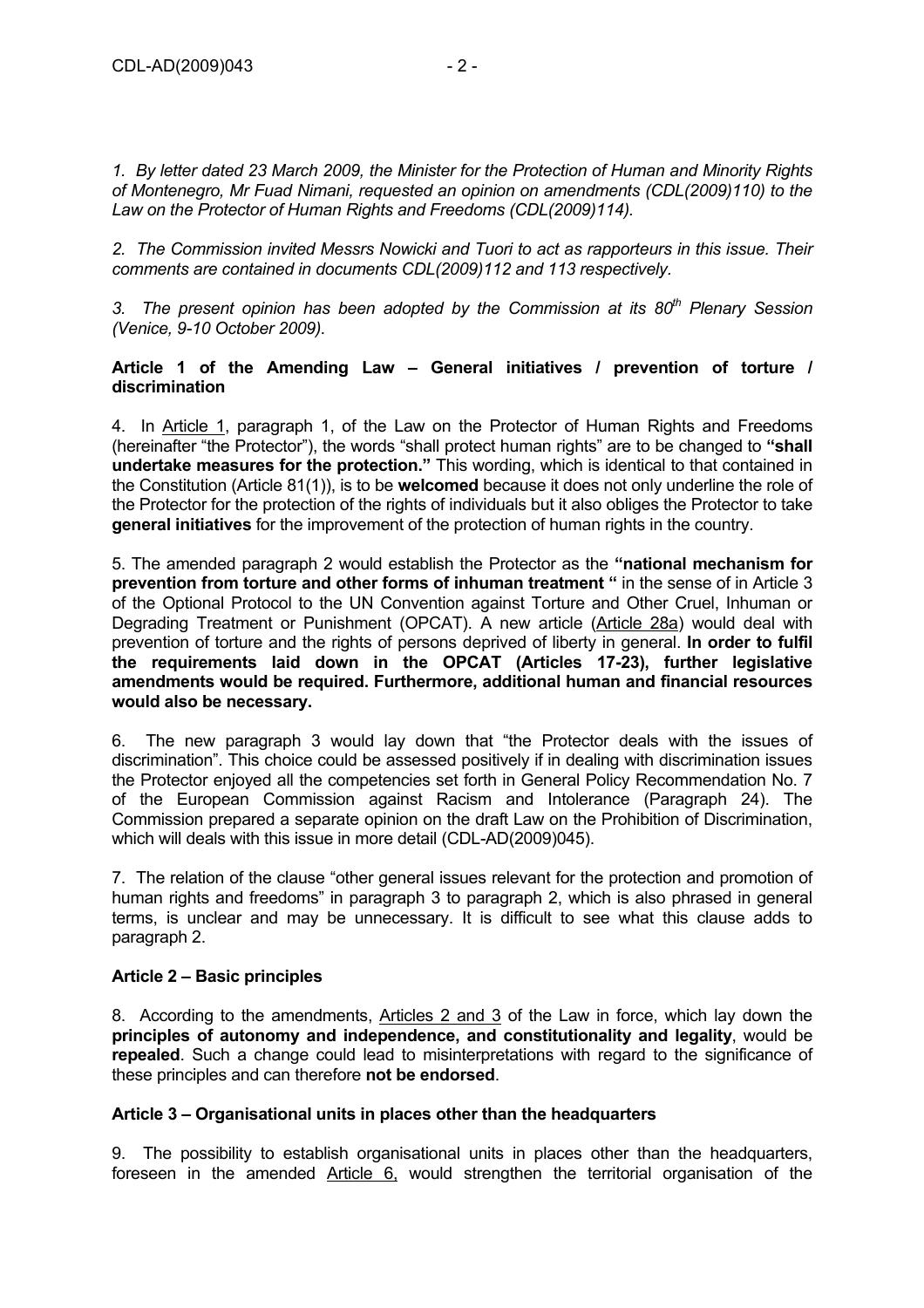*1. By letter dated 23 March 2009, the Minister for the Protection of Human and Minority Rights of Montenegro, Mr Fuad Nimani, requested an opinion on amendments (CDL(2009)110) to the Law on the Protector of Human Rights and Freedoms (CDL(2009)114).*

*2. The Commission invited Messrs Nowicki and Tuori to act as rapporteurs in this issue. Their comments are contained in documents CDL(2009)112 and 113 respectively.*

*3. The present opinion has been adopted by the Commission at its 80th Plenary Session (Venice, 9-10 October 2009).*

**Article 1 of the Amending Law – General initiatives / prevention of torture / discrimination**

4. In Article 1, paragraph 1, of the Law on the Protector of Human Rights and Freedoms (hereinafter "the Protector"), the words "shall protect human rights" are to be changed to **"shall undertake measures for the protection."** This wording, which is identical to that contained in the Constitution (Article 81(1)), is to be **welcomed** because it does not only underline the role of the Protector for the protection of the rights of individuals but it also obliges the Protector to take **general initiatives** for the improvement of the protection of human rights in the country.

5. The amended paragraph 2 would establish the Protector as the **"national mechanism for prevention from torture and other forms of inhuman treatment "** in the sense of in Article 3 of the Optional Protocol to the UN Convention against Torture and Other Cruel, Inhuman or Degrading Treatment or Punishment (OPCAT). A new article (Article 28a) would deal with prevention of torture and the rights of persons deprived of liberty in general. **In order to fulfil the requirements laid down in the OPCAT (Articles 17-23), further legislative amendments would be required. Furthermore, additional human and financial resources would also be necessary.**

6. The new paragraph 3 would lay down that "the Protector deals with the issues of discrimination". This choice could be assessed positively if in dealing with discrimination issues the Protector enjoyed all the competencies set forth in General Policy Recommendation No. 7 of the European Commission against Racism and Intolerance (Paragraph 24). The Commission prepared a separate opinion on the draft Law on the Prohibition of Discrimination, which will deals with this issue in more detail (CDL-AD(2009)045).

7. The relation of the clause "other general issues relevant for the protection and promotion of human rights and freedoms" in paragraph 3 to paragraph 2, which is also phrased in general terms, is unclear and may be unnecessary. It is difficult to see what this clause adds to paragraph 2.

**Article 2 – Basic principles**

8. According to the amendments, Articles 2 and 3 of the Law in force, which lay down the **principles of autonomy and independence, and constitutionality and legality**, would be **repealed**. Such a change could lead to misinterpretations with regard to the significance of these principles and can therefore **not be endorsed**.

**Article 3 – Organisational units in places other than the headquarters**

9. The possibility to establish organisational units in places other than the headquarters, foreseen in the amended Article 6, would strengthen the territorial organisation of the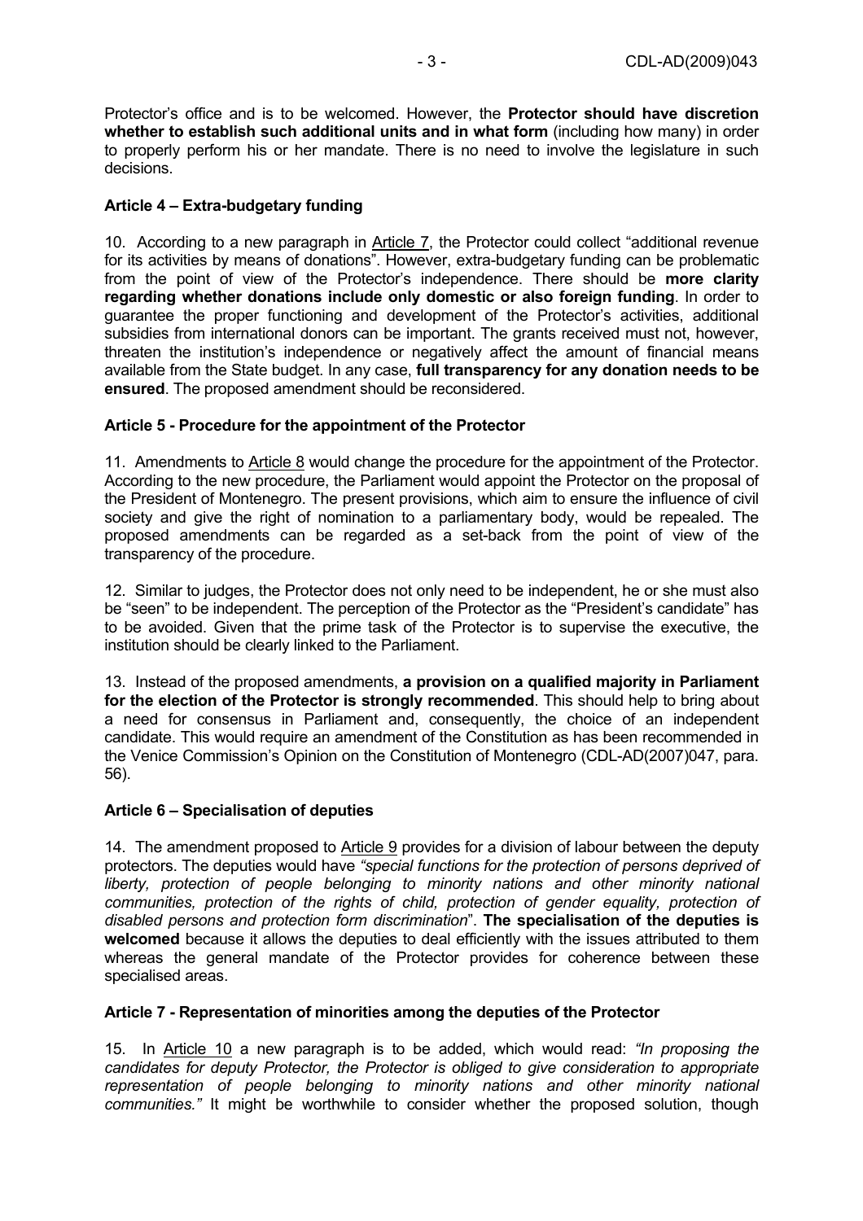Protector's office and is to be welcomed. However, the **Protector should have discretion whether to establish such additional units and in what form** (including how many) in order to properly perform his or her mandate. There is no need to involve the legislature in such decisions.

### Article 4 – Extra-budgetary funding

10. According to a new paragraph in Article 7, the Protector could collect "additional revenue for its activities by means of donations". However, extra-budgetary funding can be problematic from the point of view of the Protector's independence. There should be **more clarity regarding whether donations include only domestic or also foreign funding**. In order to guarantee the proper functioning and development of the Protector's activities, additional subsidies from international donors can be important. The grants received must not, however, threaten the institution's independence or negatively affect the amount of financial means available from the State budget. In any case, **full transparency for any donation needs to be ensured**. The proposed amendment should be reconsidered.

### Article 5 - Procedure for the appointment of the Protector

11. Amendments to Article 8 would change the procedure for the appointment of the Protector. According to the new procedure, the Parliament would appoint the Protector on the proposal of the President of Montenegro. The present provisions, which aim to ensure the influence of civil society and give the right of nomination to a parliamentary body, would be repealed. The proposed amendments can be regarded as a set-back from the point of view of the transparency of the procedure.

12. Similar to judges, the Protector does not only need to be independent, he or she must also be "seen" to be independent. The perception of the Protector as the "President's candidate" has to be avoided. Given that the prime task of the Protector is to supervise the executive, the institution should be clearly linked to the Parliament.

13. Instead of the proposed amendments, **a provision on a qualified majority in Parliament for the election of the Protector is strongly recommended**. This should help to bring about a need for consensus in Parliament and, consequently, the choice of an independent candidate. This would require an amendment of the Constitution as has been recommended in the Venice Commission's Opinion on the Constitution of Montenegro (CDL-AD(2007)047, para. 56).

### Article 6 – Specialisation of deputies

14. The amendment proposed to Article 9 provides for a division of labour between the deputy protectors. The deputies would have *"special functions for the protection of persons deprived of liberty, protection of people belonging to minority nations and other minority national communities, protection of the rights of child, protection of gender equality, protection of disabled persons and protection form discrimination*". **The specialisation of the deputies is welcomed** because it allows the deputies to deal efficiently with the issues attributed to them whereas the general mandate of the Protector provides for coherence between these specialised areas.

### Article 7 - Representation of minorities among the deputies of the Protector

15. In Article 10 a new paragraph is to be added, which would read: *"In proposing the candidates for deputy Protector, the Protector is obliged to give consideration to appropriate representation of people belonging to minority nations and other minority national communities."* It might be worthwhile to consider whether the proposed solution, though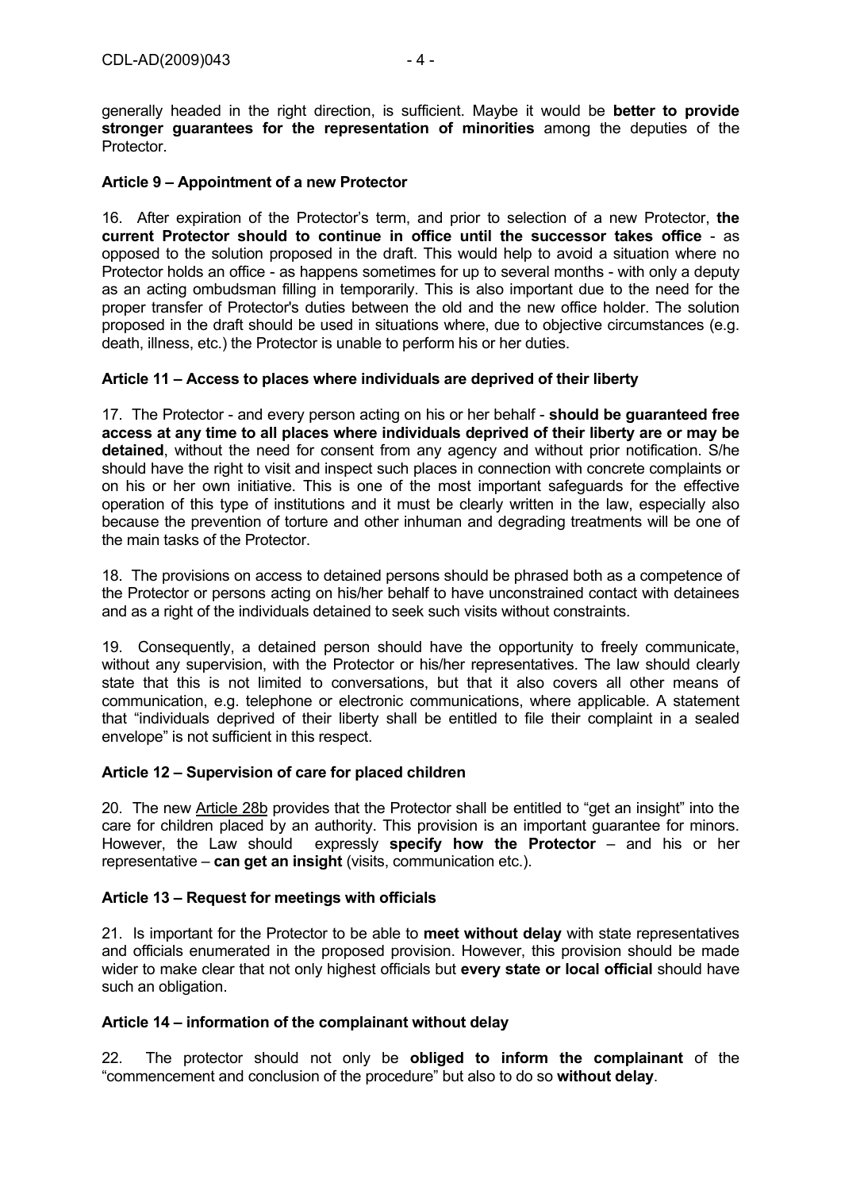generally headed in the right direction, is sufficient. Maybe it would be **better to provide stronger guarantees for the representation of minorities** among the deputies of the Protector.

### Article 9 – Appointment of a new Protector

16. After expiration of the Protector's term, and prior to selection of a new Protector, **the current Protector should to continue in office until the successor takes office** - as opposed to the solution proposed in the draft. This would help to avoid a situation where no Protector holds an office - as happens sometimes for up to several months - with only a deputy as an acting ombudsman filling in temporarily. This is also important due to the need for the proper transfer of Protector's duties between the old and the new office holder. The solution proposed in the draft should be used in situations where, due to objective circumstances (e.g. death, illness, etc.) the Protector is unable to perform his or her duties.

### Article 11 – Access to places where individuals are deprived of their liberty

17. The Protector - and every person acting on his or her behalf - **should be guaranteed free access at any time to all places where individuals deprived of their liberty are or may be detained**, without the need for consent from any agency and without prior notification. S/he should have the right to visit and inspect such places in connection with concrete complaints or on his or her own initiative. This is one of the most important safeguards for the effective operation of this type of institutions and it must be clearly written in the law, especially also because the prevention of torture and other inhuman and degrading treatments will be one of the main tasks of the Protector.

18. The provisions on access to detained persons should be phrased both as a competence of the Protector or persons acting on his/her behalf to have unconstrained contact with detainees and as a right of the individuals detained to seek such visits without constraints.

19. Consequently, a detained person should have the opportunity to freely communicate, without any supervision, with the Protector or his/her representatives. The law should clearly state that this is not limited to conversations, but that it also covers all other means of communication, e.g. telephone or electronic communications, where applicable. A statement that "individuals deprived of their liberty shall be entitled to file their complaint in a sealed envelope" is not sufficient in this respect.

### Article 12 – Supervision of care for placed children

20. The new Article 28b provides that the Protector shall be entitled to "get an insight" into the care for children placed by an authority. This provision is an important guarantee for minors. However, the Law should expressly **specify how the Protector** – and his or her representative – **can get an insight** (visits, communication etc.).

### Article 13 – Request for meetings with officials

21. Is important for the Protector to be able to **meet without delay** with state representatives and officials enumerated in the proposed provision. However, this provision should be made wider to make clear that not only highest officials but **every state or local official** should have such an obligation.

### Article 14 – information of the complainant without delay

22. The protector should not only be **obliged to inform the complainant** of the "commencement and conclusion of the procedure" but also to do so **without delay**.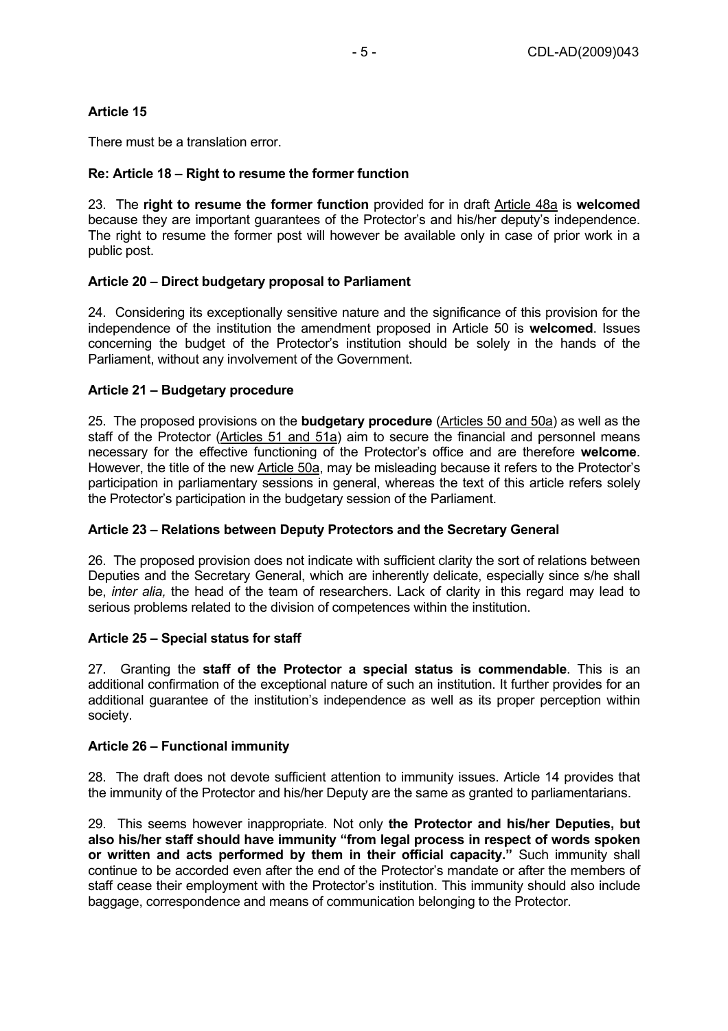**Article 15**

There must be a translation error.

**Re: Article 18 – Right to resume the former function**

23. The **right to resume the former function** provided for in draft Article 48a is **welcomed** because they are important guarantees of the Protector's and his/her deputy's independence. The right to resume the former post will however be available only in case of prior work in a public post.

**Article 20 – Direct budgetary proposal to Parliament**

24. Considering its exceptionally sensitive nature and the significance of this provision for the independence of the institution the amendment proposed in Article 50 is **welcomed**. Issues concerning the budget of the Protector's institution should be solely in the hands of the Parliament, without any involvement of the Government.

**Article 21 – Budgetary procedure**

25. The proposed provisions on the **budgetary procedure** (Articles 50 and 50a) as well as the staff of the Protector (Articles 51 and 51a) aim to secure the financial and personnel means necessary for the effective functioning of the Protector's office and are therefore **welcome**. However, the title of the new Article 50a, may be misleading because it refers to the Protector's participation in parliamentary sessions in general, whereas the text of this article refers solely the Protector's participation in the budgetary session of the Parliament.

**Article 23 – Relations between Deputy Protectors and the Secretary General**

26. The proposed provision does not indicate with sufficient clarity the sort of relations between Deputies and the Secretary General, which are inherently delicate, especially since s/he shall be, *inter alia,* the head of the team of researchers. Lack of clarity in this regard may lead to serious problems related to the division of competences within the institution.

**Article 25 – Special status for staff**

27. Granting the **staff of the Protector a special status is commendable**. This is an additional confirmation of the exceptional nature of such an institution. It further provides for an additional guarantee of the institution's independence as well as its proper perception within society.

**Article 26 – Functional immunity**

28. The draft does not devote sufficient attention to immunity issues. Article 14 provides that the immunity of the Protector and his/her Deputy are the same as granted to parliamentarians.

29. This seems however inappropriate. Not only **the Protector and his/her Deputies, but also his/her staff should have immunity "from legal process in respect of words spoken or written and acts performed by them in their official capacity."** Such immunity shall continue to be accorded even after the end of the Protector's mandate or after the members of staff cease their employment with the Protector's institution. This immunity should also include baggage, correspondence and means of communication belonging to the Protector.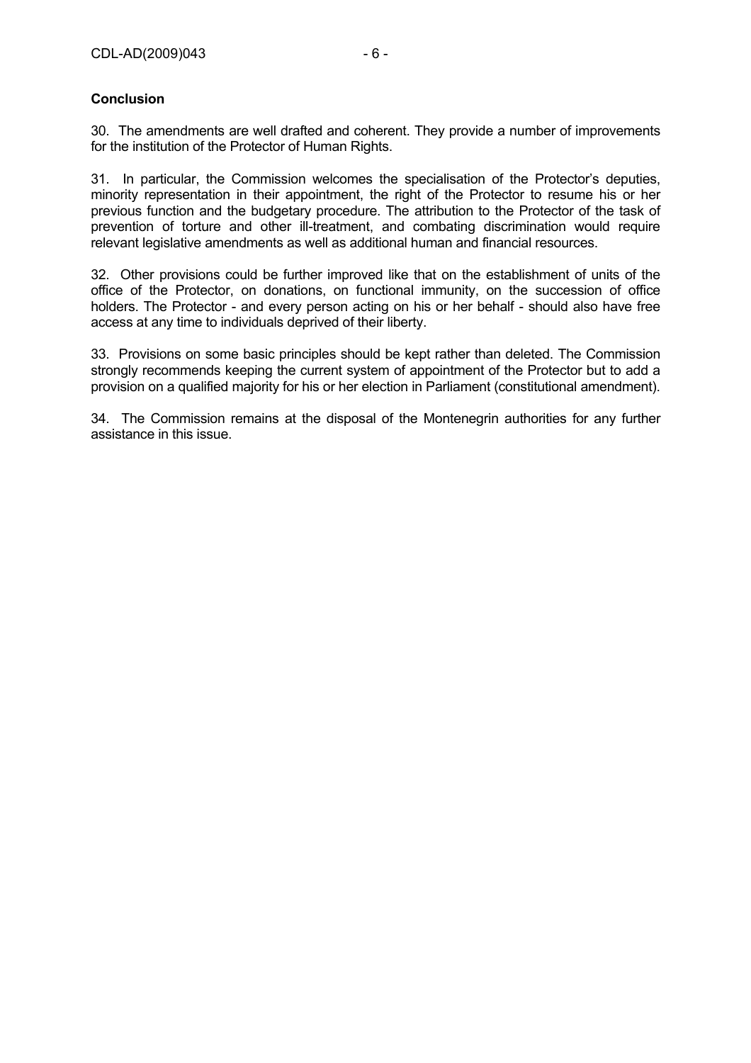**Conclusion**

30. The amendments are well drafted and coherent. They provide a number of improvements for the institution of the Protector of Human Rights.

31. In particular, the Commission welcomes the specialisation of the Protector's deputies, minority representation in their appointment, the right of the Protector to resume his or her previous function and the budgetary procedure. The attribution to the Protector of the task of prevention of torture and other ill-treatment, and combating discrimination would require relevant legislative amendments as well as additional human and financial resources.

32. Other provisions could be further improved like that on the establishment of units of the office of the Protector, on donations, on functional immunity, on the succession of office holders. The Protector - and every person acting on his or her behalf - should also have free access at any time to individuals deprived of their liberty.

33. Provisions on some basic principles should be kept rather than deleted. The Commission strongly recommends keeping the current system of appointment of the Protector but to add a provision on a qualified majority for his or her election in Parliament (constitutional amendment).

34. The Commission remains at the disposal of the Montenegrin authorities for any further assistance in this issue.